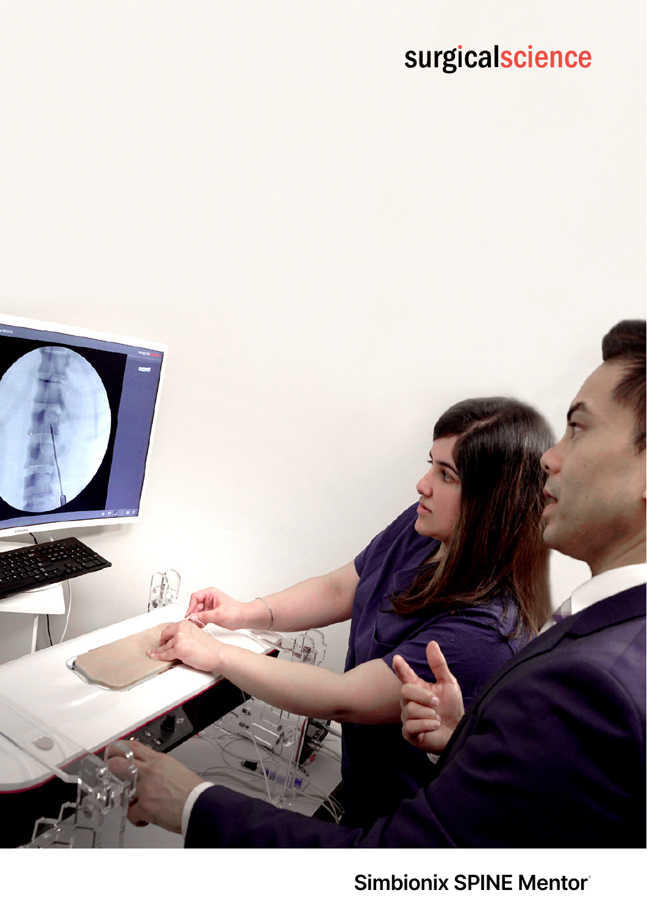surgicalscience

# Simbionix SPINE Mentor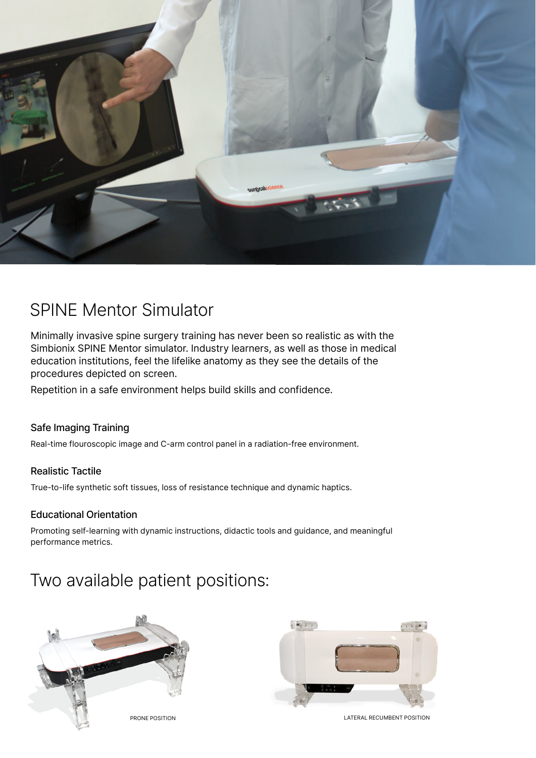# SPINE Mentor Simulator

Minimally invasive spine surgery training has never been so realistic as with the Simbionix SPINE Mentor simulator. Industry learners, as well as those in medical education institutions, feel the lifelike anatomy as they see the details of the procedures depicted on screen.

Repetition in a safe environment helps build skills and confidence.

### Safe Imaging Training

Real-time flouroscopic image and C-arm control panel in a radiation-free environment.

### Realistic Tactile

True-to-life synthetic soft tissues, loss of resistance technique and dynamic haptics.

### Educational Orientation

Promoting self-learning with dynamic instructions, didactic tools and guidance, and meaningful performance metrics.

# Two available patient positions:

PRONE POSITION

LATERAL RECUMBENT POSITION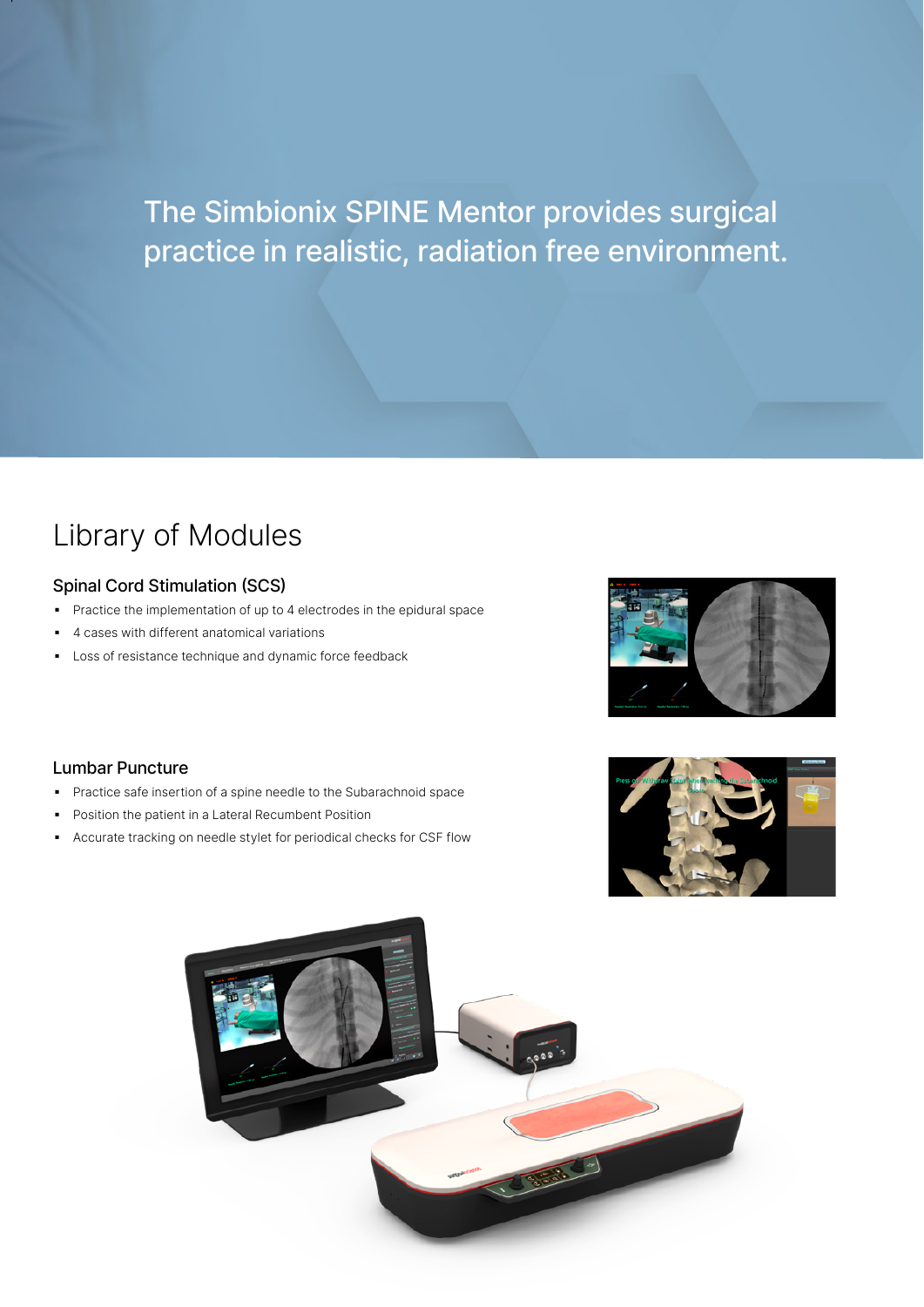The Simbionix SPINE Mentor provides surgical practice in realistic, radiation free environment.

## Library of Modules

### Spinal Cord Stimulation (SCS)

- Practice the implementation of up to 4 electrodes in the epidural space
- 4 cases with different anatomical variations
- Loss of resistance technique and dynamic force feedback

### Lumbar Puncture

- Practice safe insertion of a spine needle to the Subarachnoid space
- Position the patient in a Lateral Recumbent Position
- Accurate tracking on needle stylet for periodical checks for CSF flow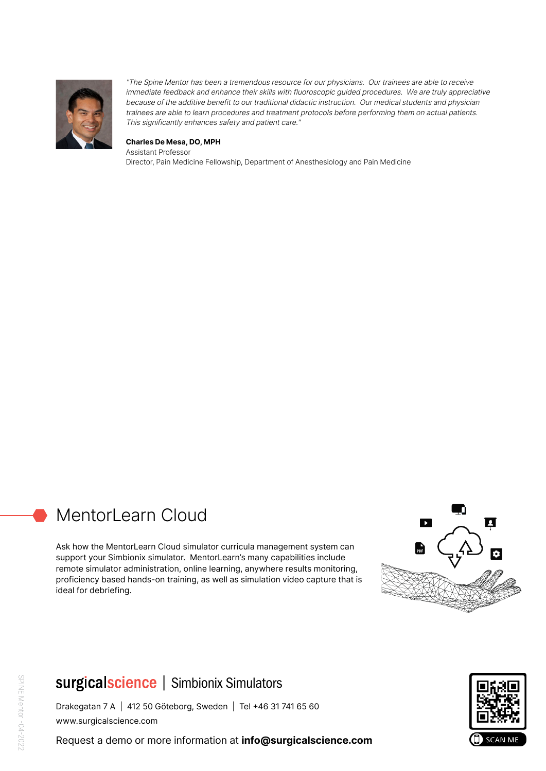*"The Spine Mentor has been a tremendous resource for our physicians. Our trainees are able to receive immediate feedback and enhance their skills with fluoroscopic guided procedures. We are truly appreciative because of the additive benefit to our traditional didactic instruction. Our medical students and physician trainees are able to learn procedures and treatment protocols before performing them on actual patients. This significantly enhances safety and patient care."*

**Charles De Mesa, DO, MPH**
Assistant Professor
Director, Pain Medicine Fellowship, Department of Anesthesiology and Pain Medicine

## MentorLearn Cloud

Ask how the MentorLearn Cloud simulator curricula management system can support your Simbionix simulator. MentorLearn's many capabilities include remote simulator administration, online learning, anywhere results monitoring, proficiency based hands-on training, as well as simulation video capture that is ideal for debriefing.

**surgicalscience** | Simbionix Simulators

Drakegatan 7 A | 412 50 Göteborg, Sweden | Tel +46 31 741 65 60
www.surgicalscience.com

Request a demo or more information at **info@surgicalscience.com**

SCAN ME

SPINE Mentor -04-2022